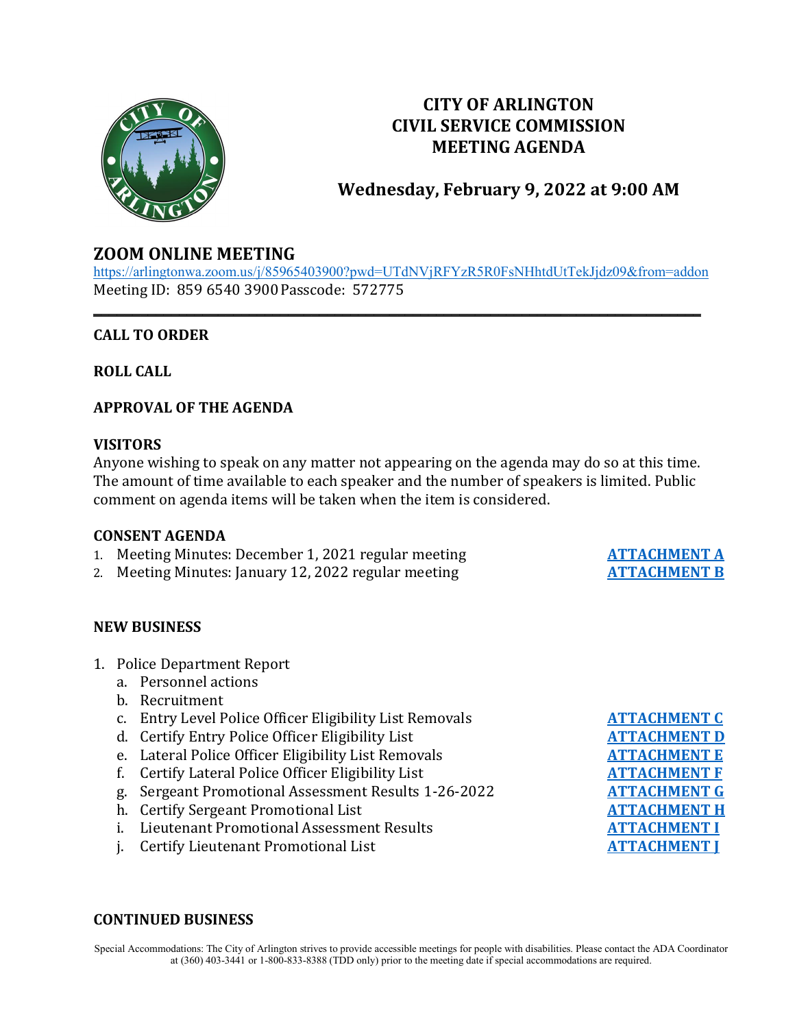# CITY OF ARLINGTON
# CIVIL SERVICE COMMISSION
# MEETING AGENDA

## Wednesday, February 9, 2022 at 9:00 AM

## ZOOM ONLINE MEETING

https://arlingtonwa.zoom.us/j/85965403900?pwd=UTdNVjRFYzR5R0FsNHhtdUtTekJjdz09&from=addon
Meeting ID: 859 6540 3900 Passcode: 572775

---

**CALL TO ORDER**

**ROLL CALL**

**APPROVAL OF THE AGENDA**

**VISITORS**
Anyone wishing to speak on any matter not appearing on the agenda may do so at this time. The amount of time available to each speaker and the number of speakers is limited. Public comment on agenda items will be taken when the item is considered.

**CONSENT AGENDA**

1. Meeting Minutes: December 1, 2021 regular meeting — **ATTACHMENT A**
2. Meeting Minutes: January 12, 2022 regular meeting — **ATTACHMENT B**

**NEW BUSINESS**

1. Police Department Report
   a. Personnel actions
   b. Recruitment
   c. Entry Level Police Officer Eligibility List Removals — **ATTACHMENT C**
   d. Certify Entry Police Officer Eligibility List — **ATTACHMENT D**
   e. Lateral Police Officer Eligibility List Removals — **ATTACHMENT E**
   f. Certify Lateral Police Officer Eligibility List — **ATTACHMENT F**
   g. Sergeant Promotional Assessment Results 1-26-2022 — **ATTACHMENT G**
   h. Certify Sergeant Promotional List — **ATTACHMENT H**
   i. Lieutenant Promotional Assessment Results — **ATTACHMENT I**
   j. Certify Lieutenant Promotional List — **ATTACHMENT J**

**CONTINUED BUSINESS**

Special Accommodations: The City of Arlington strives to provide accessible meetings for people with disabilities. Please contact the ADA Coordinator at (360) 403-3441 or 1-800-833-8388 (TDD only) prior to the meeting date if special accommodations are required.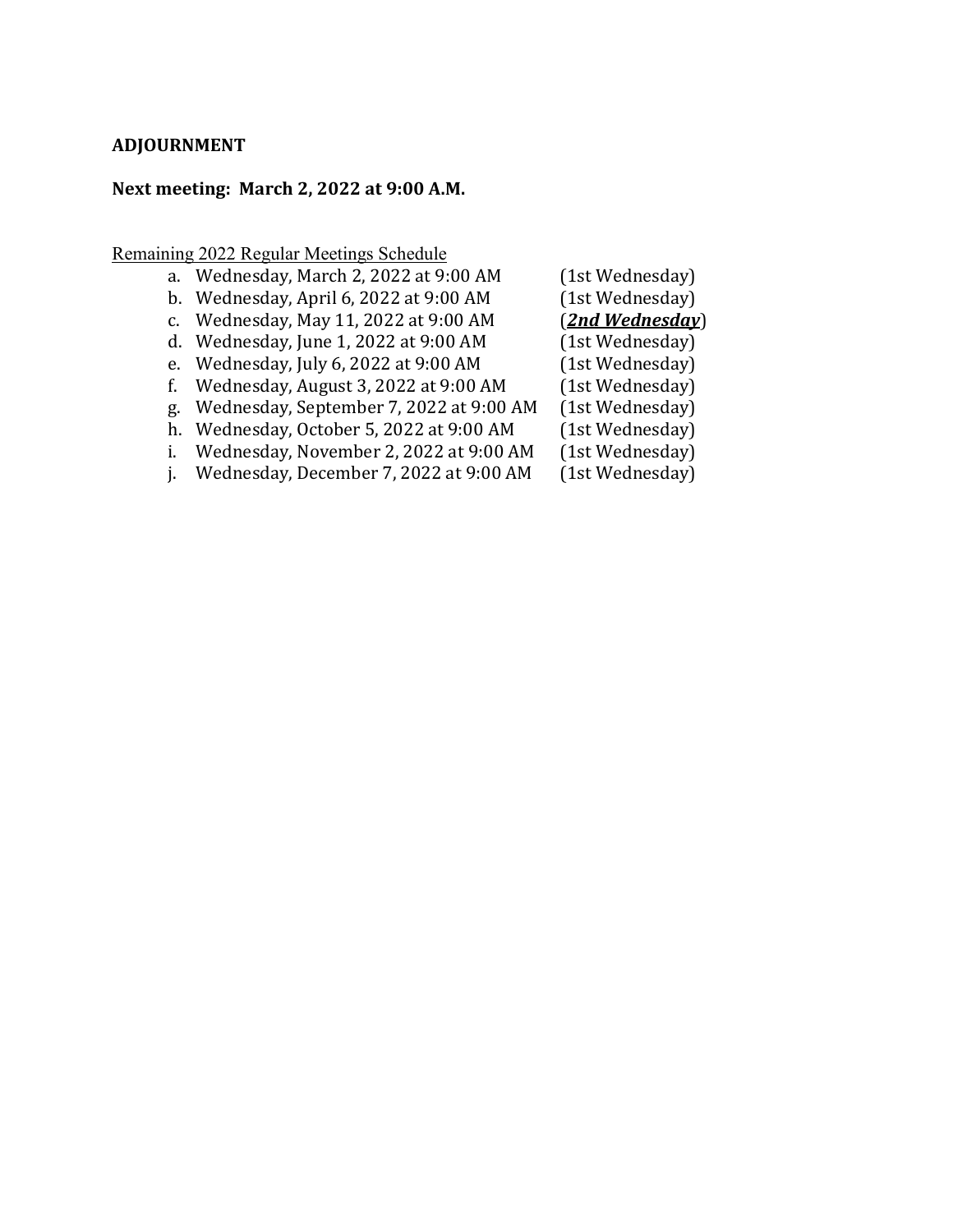**ADJOURNMENT**

**Next meeting: March 2, 2022 at 9:00 A.M.**

<u>Remaining 2022 Regular Meetings Schedule</u>

a. Wednesday, March 2, 2022 at 9:00 AM (1st Wednesday)
b. Wednesday, April 6, 2022 at 9:00 AM (1st Wednesday)
c. Wednesday, May 11, 2022 at 9:00 AM (***<u>2nd Wednesday</u>***)
d. Wednesday, June 1, 2022 at 9:00 AM (1st Wednesday)
e. Wednesday, July 6, 2022 at 9:00 AM (1st Wednesday)
f. Wednesday, August 3, 2022 at 9:00 AM (1st Wednesday)
g. Wednesday, September 7, 2022 at 9:00 AM (1st Wednesday)
h. Wednesday, October 5, 2022 at 9:00 AM (1st Wednesday)
i. Wednesday, November 2, 2022 at 9:00 AM (1st Wednesday)
j. Wednesday, December 7, 2022 at 9:00 AM (1st Wednesday)